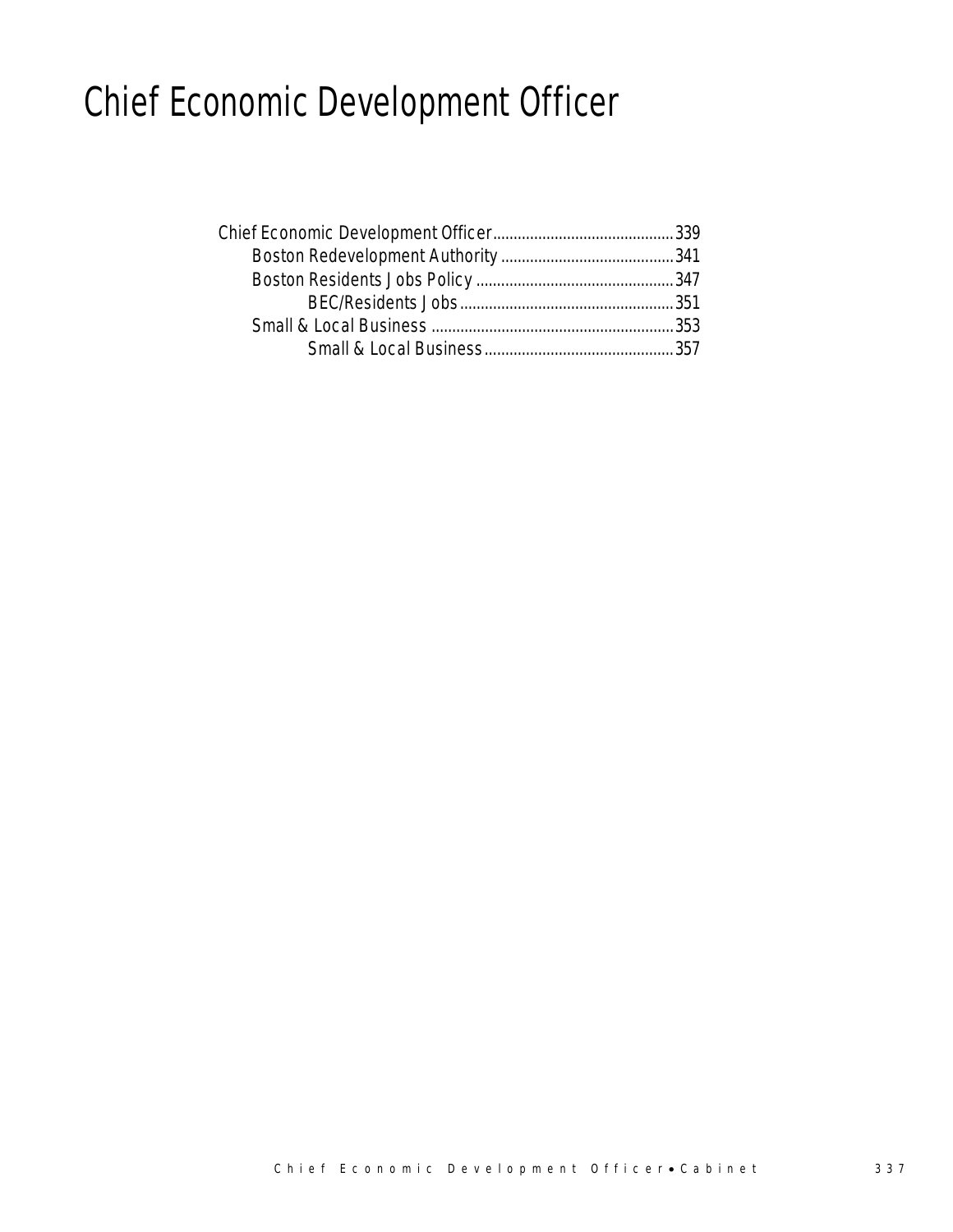# Chief Economic Development Officer

- Chief Economic Development Officer.............................................339
  - Boston Redevelopment Authority ..........................................341
  - Boston Residents Jobs Policy ................................................347
    - BEC/Residents Jobs....................................................351
  - Small & Local Business ...........................................................353
    - Small & Local Business..............................................357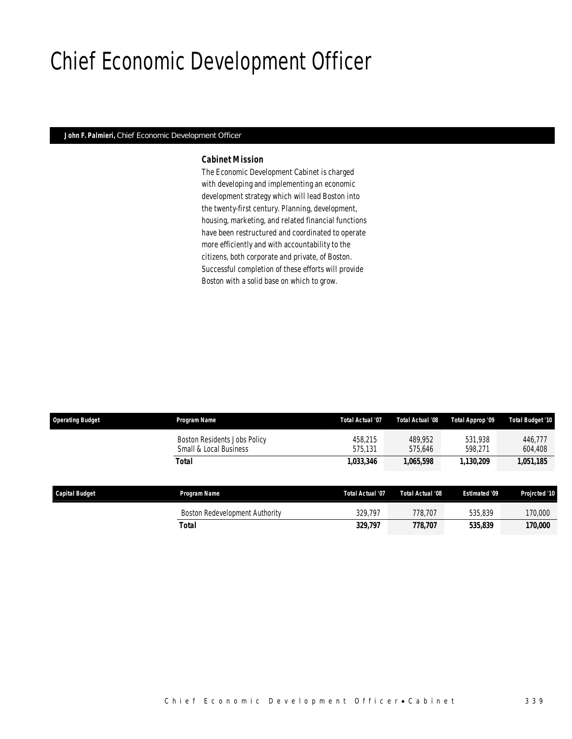# Chief Economic Development Officer

**John F. Palmieri,** Chief Economic Development Officer

### *Cabinet Mission*

*The Economic Development Cabinet is charged with developing and implementing an economic development strategy which will lead Boston into the twenty-first century. Planning, development, housing, marketing, and related financial functions have been restructured and coordinated to operate more efficiently and with accountability to the citizens, both corporate and private, of Boston. Successful completion of these efforts will provide Boston with a solid base on which to grow.*

| Operating Budget | Program Name | Total Actual '07 | Total Actual '08 | Total Approp '09 | Total Budget '10 |
|---|---|---|---|---|---|
| | Boston Residents Jobs Policy | 458,215 | 489,952 | 531,938 | 446,777 |
| | Small & Local Business | 575,131 | 575,646 | 598,271 | 604,408 |
| | **Total** | **1,033,346** | **1,065,598** | **1,130,209** | **1,051,185** |

| Capital Budget | Program Name | Total Actual '07 | Total Actual '08 | Estimated '09 | Projrcted '10 |
|---|---|---|---|---|---|
| | Boston Redevelopment Authority | 329,797 | 778,707 | 535,839 | 170,000 |
| | **Total** | **329,797** | **778,707** | **535,839** | **170,000** |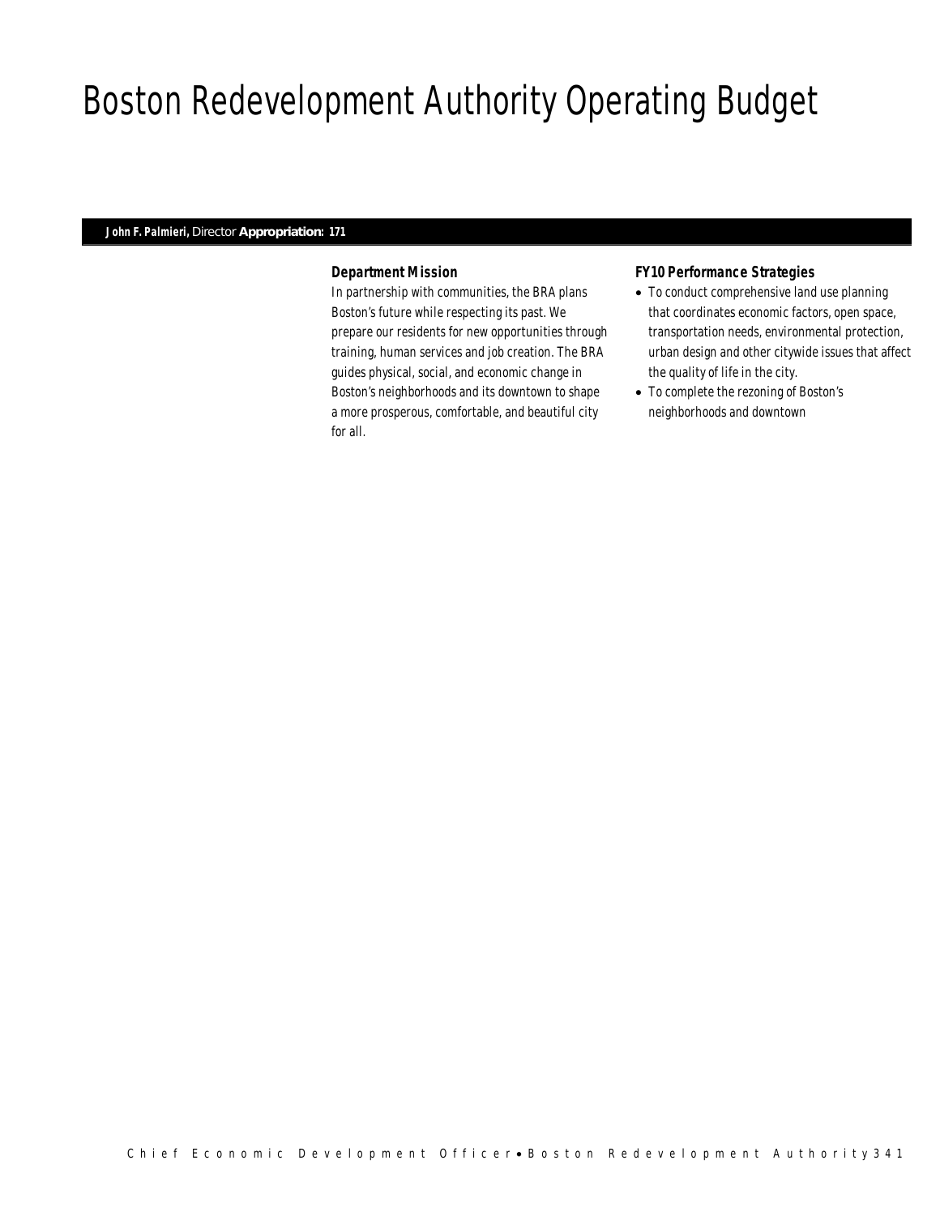# Boston Redevelopment Authority Operating Budget

**John F. Palmieri,** Director **Appropriation: 171**

### Department Mission

*In partnership with communities, the BRA plans Boston's future while respecting its past. We prepare our residents for new opportunities through training, human services and job creation. The BRA guides physical, social, and economic change in Boston's neighborhoods and its downtown to shape a more prosperous, comfortable, and beautiful city for all.*

### FY10 Performance Strategies

- *To conduct comprehensive land use planning that coordinates economic factors, open space, transportation needs, environmental protection, urban design and other citywide issues that affect the quality of life in the city.*
- *To complete the rezoning of Boston's neighborhoods and downtown*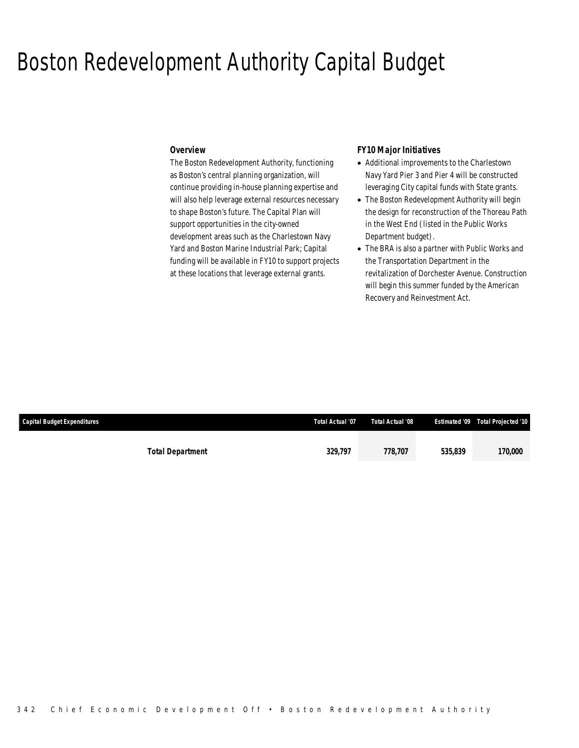# Boston Redevelopment Authority Capital Budget

### Overview

The Boston Redevelopment Authority, functioning as Boston's central planning organization, will continue providing in-house planning expertise and will also help leverage external resources necessary to shape Boston's future. The Capital Plan will support opportunities in the city-owned development areas such as the Charlestown Navy Yard and Boston Marine Industrial Park; Capital funding will be available in FY10 to support projects at these locations that leverage external grants.

### FY10 Major Initiatives

- Additional improvements to the Charlestown Navy Yard Pier 3 and Pier 4 will be constructed leveraging City capital funds with State grants.
- The Boston Redevelopment Authority will begin the design for reconstruction of the Thoreau Path in the West End (listed in the Public Works Department budget).
- The BRA is also a partner with Public Works and the Transportation Department in the revitalization of Dorchester Avenue. Construction will begin this summer funded by the American Recovery and Reinvestment Act.

| Capital Budget Expenditures | Total Actual '07 | Total Actual '08 | Estimated '09 | Total Projected '10 |
|---|---|---|---|---|
| **Total Department** | **329,797** | **778,707** | **535,839** | **170,000** |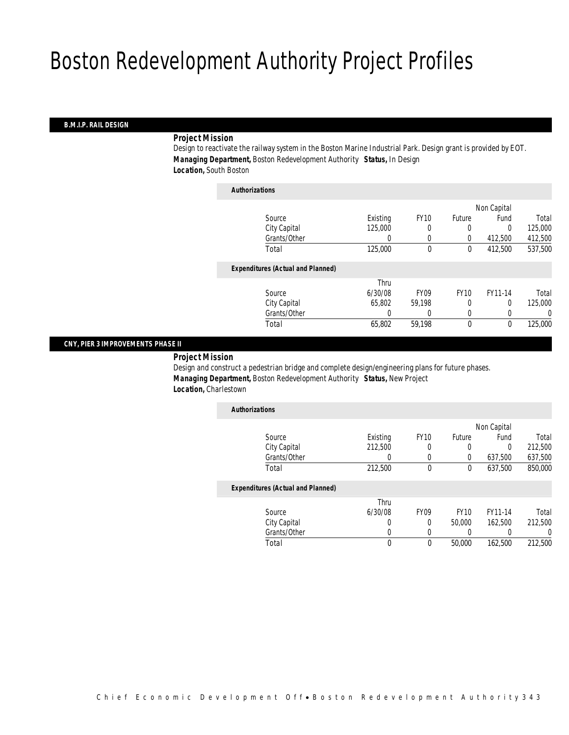# Boston Redevelopment Authority Project Profiles

## B.M.I.P. RAIL DESIGN

***Project Mission***

Design to reactivate the railway system in the Boston Marine Industrial Park. Design grant is provided by EOT.

***Managing Department,*** Boston Redevelopment Authority ***Status,*** In Design

***Location,*** South Boston

***Authorizations***

| Source | Existing | FY10 | Future | Non Capital Fund | Total |
|---|---|---|---|---|---|
| City Capital | 125,000 | 0 | 0 | 0 | 125,000 |
| Grants/Other | 0 | 0 | 0 | 412,500 | 412,500 |
| Total | 125,000 | 0 | 0 | 412,500 | 537,500 |

***Expenditures (Actual and Planned)***

| Source | Thru 6/30/08 | FY09 | FY10 | FY11-14 | Total |
|---|---|---|---|---|---|
| City Capital | 65,802 | 59,198 | 0 | 0 | 125,000 |
| Grants/Other | 0 | 0 | 0 | 0 | 0 |
| Total | 65,802 | 59,198 | 0 | 0 | 125,000 |

## CNY, PIER 3 IMPROVEMENTS PHASE II

***Project Mission***

Design and construct a pedestrian bridge and complete design/engineering plans for future phases.

***Managing Department,*** Boston Redevelopment Authority ***Status,*** New Project

***Location,*** Charlestown

***Authorizations***

| Source | Existing | FY10 | Future | Non Capital Fund | Total |
|---|---|---|---|---|---|
| City Capital | 212,500 | 0 | 0 | 0 | 212,500 |
| Grants/Other | 0 | 0 | 0 | 637,500 | 637,500 |
| Total | 212,500 | 0 | 0 | 637,500 | 850,000 |

***Expenditures (Actual and Planned)***

| Source | Thru 6/30/08 | FY09 | FY10 | FY11-14 | Total |
|---|---|---|---|---|---|
| City Capital | 0 | 0 | 50,000 | 162,500 | 212,500 |
| Grants/Other | 0 | 0 | 0 | 0 | 0 |
| Total | 0 | 0 | 50,000 | 162,500 | 212,500 |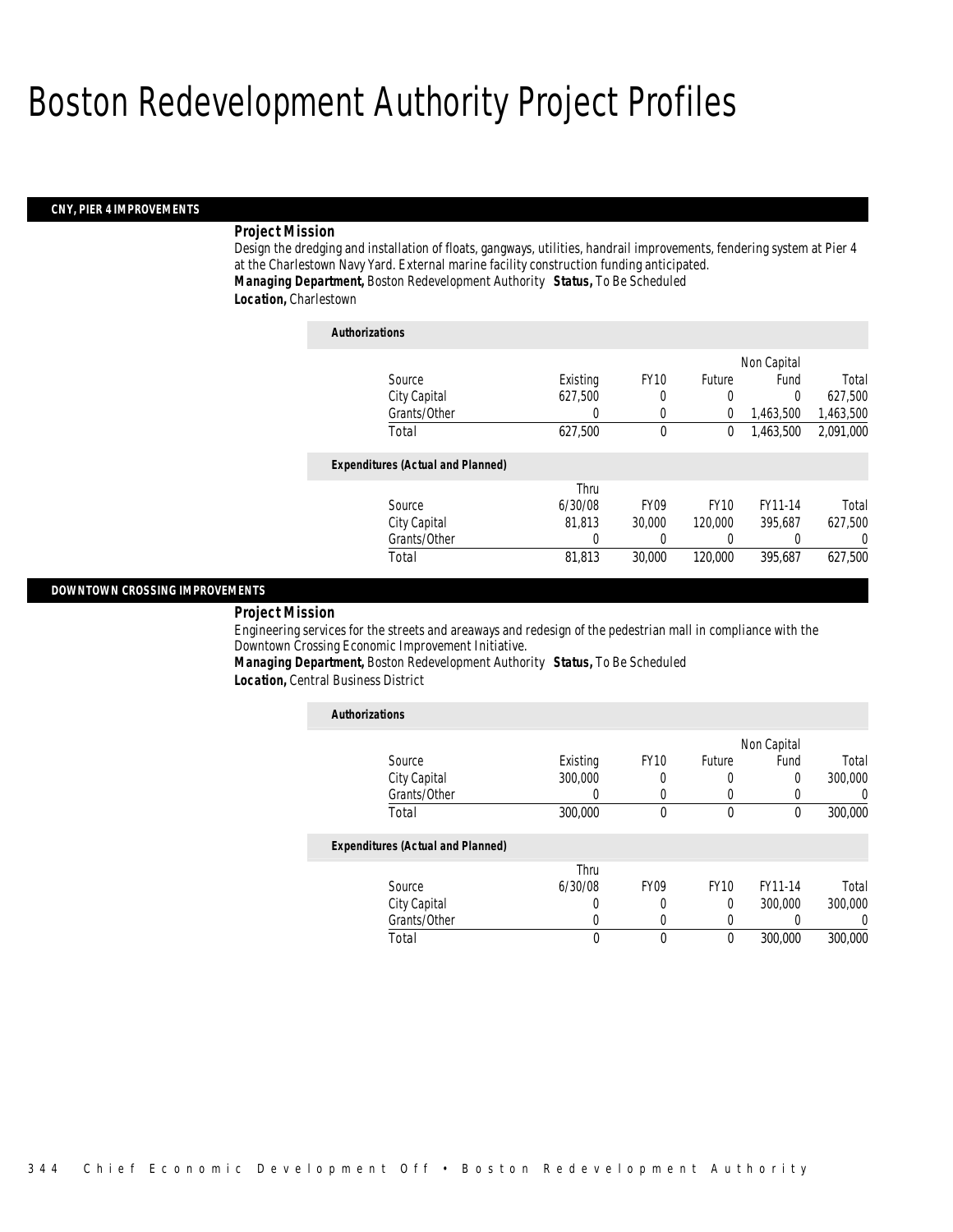# Boston Redevelopment Authority Project Profiles

## CNY, PIER 4 IMPROVEMENTS

***Project Mission***

Design the dredging and installation of floats, gangways, utilities, handrail improvements, fendering system at Pier 4 at the Charlestown Navy Yard. External marine facility construction funding anticipated.

***Managing Department,*** Boston Redevelopment Authority ***Status,*** To Be Scheduled

***Location,*** Charlestown

***Authorizations***

| Source | Existing | FY10 | Future | Non Capital Fund | Total |
|---|---|---|---|---|---|
| City Capital | 627,500 | 0 | 0 | 0 | 627,500 |
| Grants/Other | 0 | 0 | 0 | 1,463,500 | 1,463,500 |
| Total | 627,500 | 0 | 0 | 1,463,500 | 2,091,000 |

***Expenditures (Actual and Planned)***

| Source | Thru 6/30/08 | FY09 | FY10 | FY11-14 | Total |
|---|---|---|---|---|---|
| City Capital | 81,813 | 30,000 | 120,000 | 395,687 | 627,500 |
| Grants/Other | 0 | 0 | 0 | 0 | 0 |
| Total | 81,813 | 30,000 | 120,000 | 395,687 | 627,500 |

## DOWNTOWN CROSSING IMPROVEMENTS

***Project Mission***

Engineering services for the streets and areaways and redesign of the pedestrian mall in compliance with the Downtown Crossing Economic Improvement Initiative.

***Managing Department,*** Boston Redevelopment Authority ***Status,*** To Be Scheduled

***Location,*** Central Business District

***Authorizations***

| Source | Existing | FY10 | Future | Non Capital Fund | Total |
|---|---|---|---|---|---|
| City Capital | 300,000 | 0 | 0 | 0 | 300,000 |
| Grants/Other | 0 | 0 | 0 | 0 | 0 |
| Total | 300,000 | 0 | 0 | 0 | 300,000 |

***Expenditures (Actual and Planned)***

| Source | Thru 6/30/08 | FY09 | FY10 | FY11-14 | Total |
|---|---|---|---|---|---|
| City Capital | 0 | 0 | 0 | 300,000 | 300,000 |
| Grants/Other | 0 | 0 | 0 | 0 | 0 |
| Total | 0 | 0 | 0 | 300,000 | 300,000 |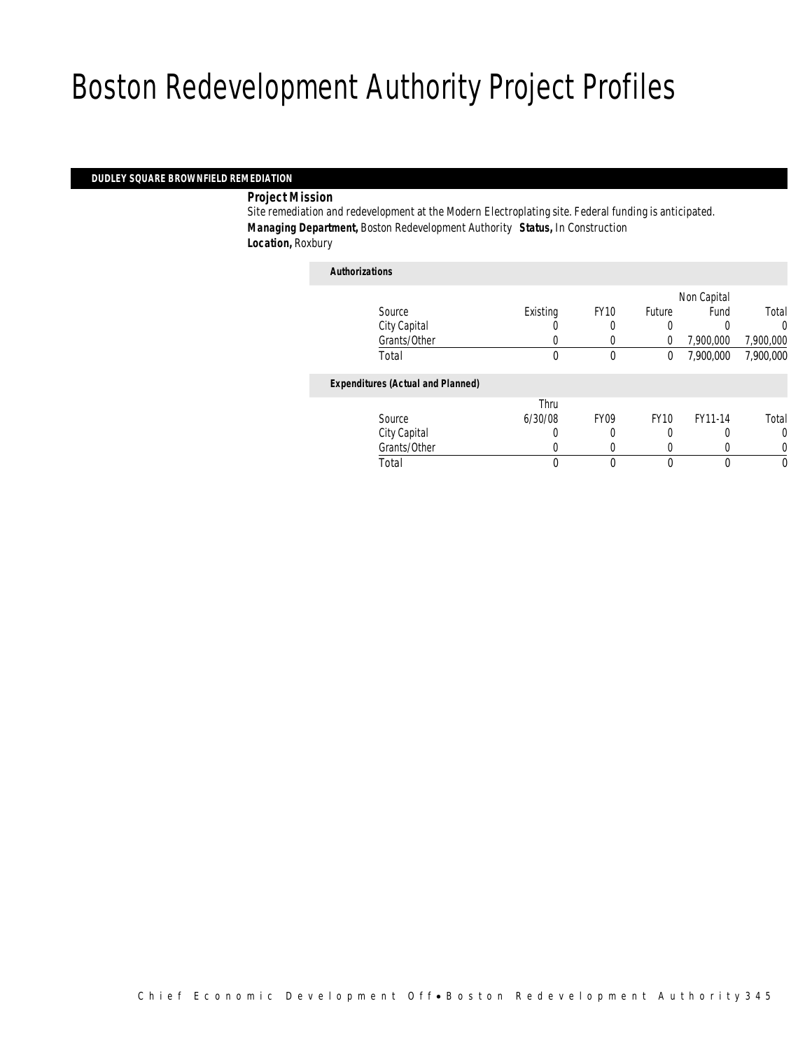# Boston Redevelopment Authority Project Profiles

## DUDLEY SQUARE BROWNFIELD REMEDIATION

**Project Mission**

Site remediation and redevelopment at the Modern Electroplating site. Federal funding is anticipated.

***Managing Department,*** Boston Redevelopment Authority ***Status,*** In Construction

***Location,*** Roxbury

***Authorizations***

| Source | Existing | FY10 | Future | Non Capital Fund | Total |
|---|---|---|---|---|---|
| City Capital | 0 | 0 | 0 | 0 | 0 |
| Grants/Other | 0 | 0 | 0 | 7,900,000 | 7,900,000 |
| Total | 0 | 0 | 0 | 7,900,000 | 7,900,000 |

***Expenditures (Actual and Planned)***

| Source | Thru 6/30/08 | FY09 | FY10 | FY11-14 | Total |
|---|---|---|---|---|---|
| City Capital | 0 | 0 | 0 | 0 | 0 |
| Grants/Other | 0 | 0 | 0 | 0 | 0 |
| Total | 0 | 0 | 0 | 0 | 0 |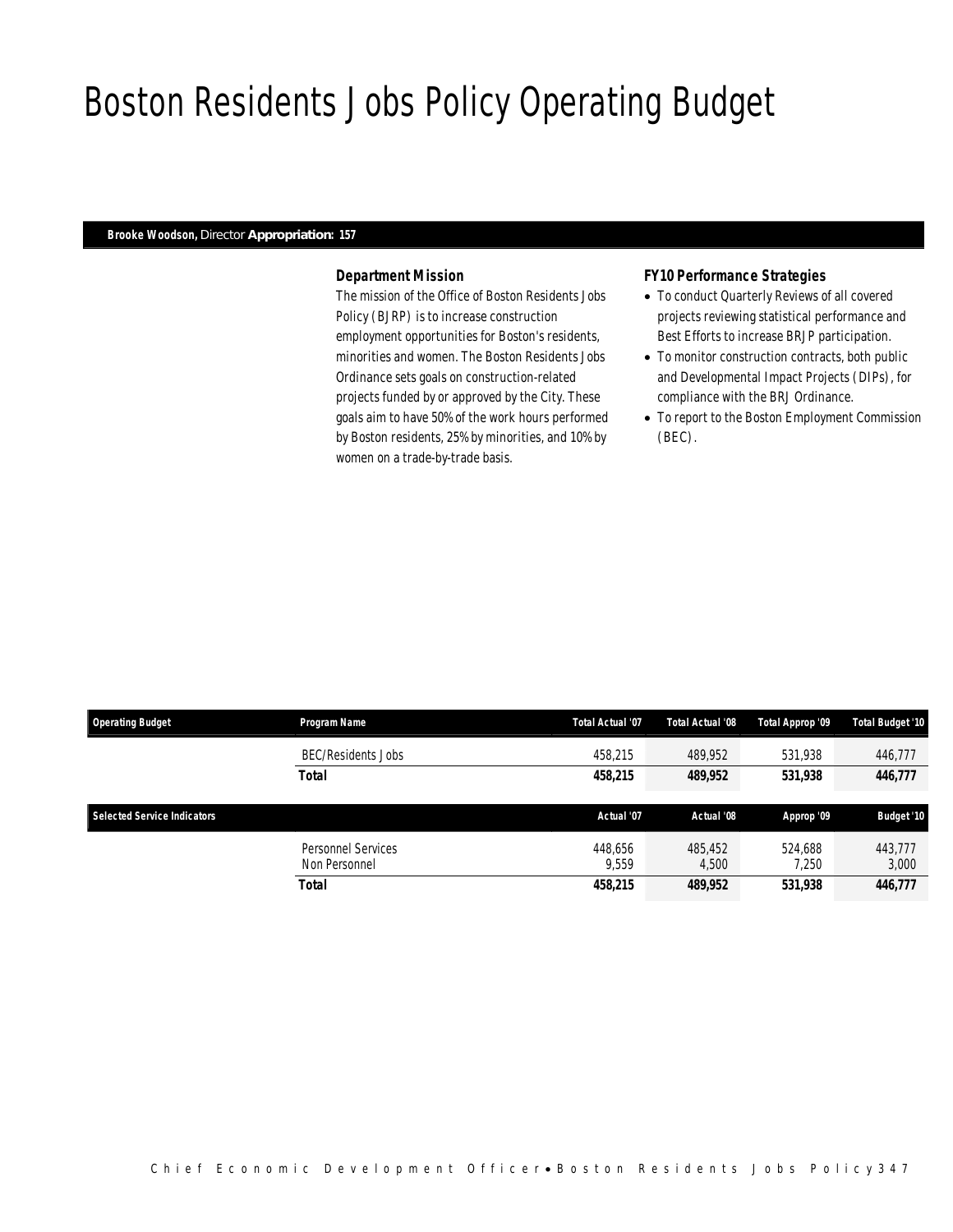# Boston Residents Jobs Policy Operating Budget

**Brooke Woodson,** Director **Appropriation: 157**

### *Department Mission*

The mission of the Office of Boston Residents Jobs Policy (BJRP) is to increase construction employment opportunities for Boston's residents, minorities and women. The Boston Residents Jobs Ordinance sets goals on construction-related projects funded by or approved by the City. These goals aim to have 50% of the work hours performed by Boston residents, 25% by minorities, and 10% by women on a trade-by-trade basis.

### *FY10 Performance Strategies*

- To conduct Quarterly Reviews of all covered projects reviewing statistical performance and Best Efforts to increase BRJP participation.
- To monitor construction contracts, both public and Developmental Impact Projects (DIPs), for compliance with the BRJ Ordinance.
- To report to the Boston Employment Commission (BEC).

| Operating Budget | Program Name | Total Actual '07 | Total Actual '08 | Total Approp '09 | Total Budget '10 |
|---|---|---|---|---|---|
| | BEC/Residents Jobs | 458,215 | 489,952 | 531,938 | 446,777 |
| | **Total** | **458,215** | **489,952** | **531,938** | **446,777** |

| Selected Service Indicators | | Actual '07 | Actual '08 | Approp '09 | Budget '10 |
|---|---|---|---|---|---|
| | Personnel Services | 448,656 | 485,452 | 524,688 | 443,777 |
| | Non Personnel | 9,559 | 4,500 | 7,250 | 3,000 |
| | **Total** | **458,215** | **489,952** | **531,938** | **446,777** |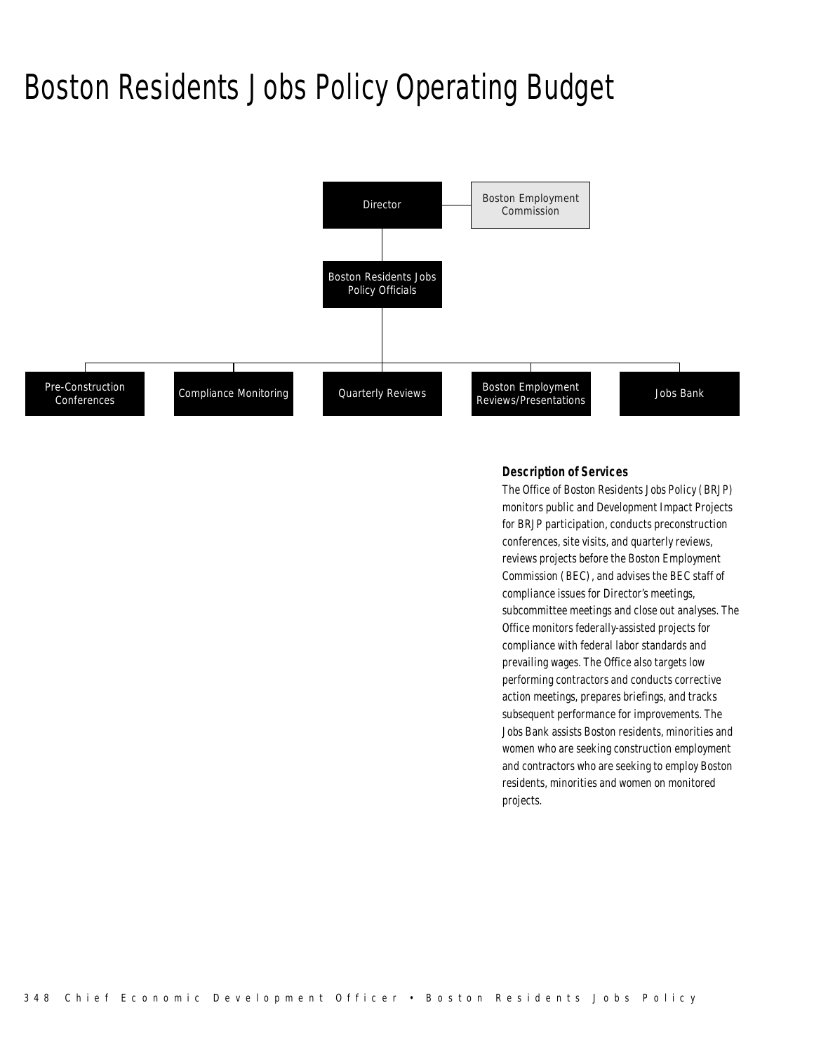# Boston Residents Jobs Policy Operating Budget

Director

Boston Employment Commission

Boston Residents Jobs Policy Officials

Pre-Construction Conferences

Compliance Monitoring

Quarterly Reviews

Boston Employment Reviews/Presentations

Jobs Bank

### Description of Services

The Office of Boston Residents Jobs Policy (BRJP) monitors public and Development Impact Projects for BRJP participation, conducts preconstruction conferences, site visits, and quarterly reviews, reviews projects before the Boston Employment Commission (BEC), and advises the BEC staff of compliance issues for Director's meetings, subcommittee meetings and close out analyses. The Office monitors federally-assisted projects for compliance with federal labor standards and prevailing wages. The Office also targets low performing contractors and conducts corrective action meetings, prepares briefings, and tracks subsequent performance for improvements. The Jobs Bank assists Boston residents, minorities and women who are seeking construction employment and contractors who are seeking to employ Boston residents, minorities and women on monitored projects.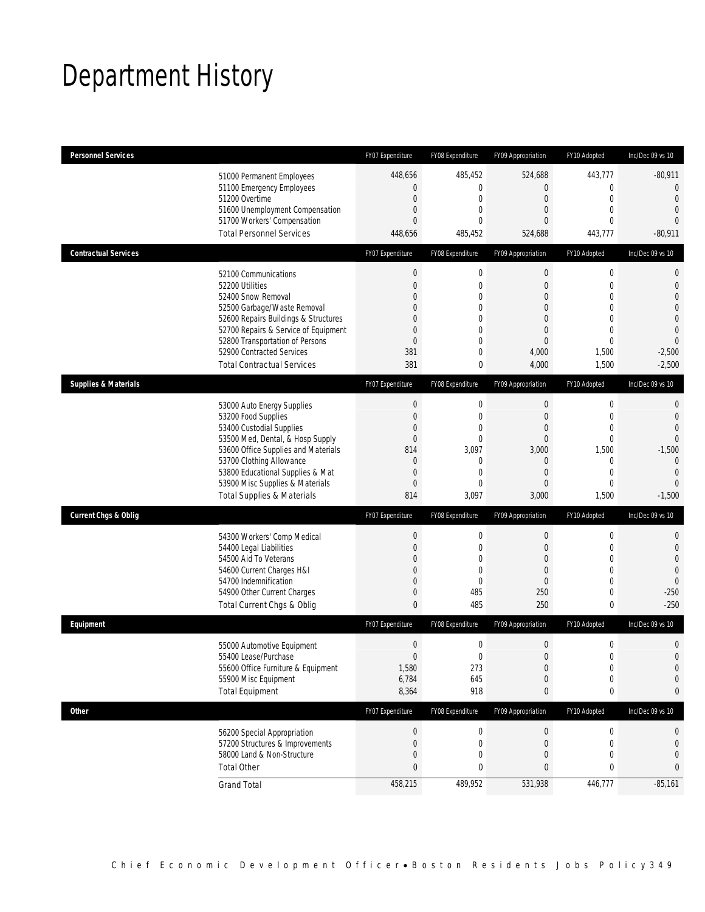# Department History

| Personnel Services | FY07 Expenditure | FY08 Expenditure | FY09 Appropriation | FY10 Adopted | Inc/Dec 09 vs 10 |
|---|---|---|---|---|---|
| 51000 Permanent Employees | 448,656 | 485,452 | 524,688 | 443,777 | -80,911 |
| 51100 Emergency Employees | 0 | 0 | 0 | 0 | 0 |
| 51200 Overtime | 0 | 0 | 0 | 0 | 0 |
| 51600 Unemployment Compensation | 0 | 0 | 0 | 0 | 0 |
| 51700 Workers' Compensation | 0 | 0 | 0 | 0 | 0 |
| Total Personnel Services | 448,656 | 485,452 | 524,688 | 443,777 | -80,911 |

| Contractual Services | FY07 Expenditure | FY08 Expenditure | FY09 Appropriation | FY10 Adopted | Inc/Dec 09 vs 10 |
|---|---|---|---|---|---|
| 52100 Communications | 0 | 0 | 0 | 0 | 0 |
| 52200 Utilities | 0 | 0 | 0 | 0 | 0 |
| 52400 Snow Removal | 0 | 0 | 0 | 0 | 0 |
| 52500 Garbage/Waste Removal | 0 | 0 | 0 | 0 | 0 |
| 52600 Repairs Buildings & Structures | 0 | 0 | 0 | 0 | 0 |
| 52700 Repairs & Service of Equipment | 0 | 0 | 0 | 0 | 0 |
| 52800 Transportation of Persons | 0 | 0 | 0 | 0 | 0 |
| 52900 Contracted Services | 381 | 0 | 4,000 | 1,500 | -2,500 |
| Total Contractual Services | 381 | 0 | 4,000 | 1,500 | -2,500 |

| Supplies & Materials | FY07 Expenditure | FY08 Expenditure | FY09 Appropriation | FY10 Adopted | Inc/Dec 09 vs 10 |
|---|---|---|---|---|---|
| 53000 Auto Energy Supplies | 0 | 0 | 0 | 0 | 0 |
| 53200 Food Supplies | 0 | 0 | 0 | 0 | 0 |
| 53400 Custodial Supplies | 0 | 0 | 0 | 0 | 0 |
| 53500 Med, Dental, & Hosp Supply | 0 | 0 | 0 | 0 | 0 |
| 53600 Office Supplies and Materials | 814 | 3,097 | 3,000 | 1,500 | -1,500 |
| 53700 Clothing Allowance | 0 | 0 | 0 | 0 | 0 |
| 53800 Educational Supplies & Mat | 0 | 0 | 0 | 0 | 0 |
| 53900 Misc Supplies & Materials | 0 | 0 | 0 | 0 | 0 |
| Total Supplies & Materials | 814 | 3,097 | 3,000 | 1,500 | -1,500 |

| Current Chgs & Oblig | FY07 Expenditure | FY08 Expenditure | FY09 Appropriation | FY10 Adopted | Inc/Dec 09 vs 10 |
|---|---|---|---|---|---|
| 54300 Workers' Comp Medical | 0 | 0 | 0 | 0 | 0 |
| 54400 Legal Liabilities | 0 | 0 | 0 | 0 | 0 |
| 54500 Aid To Veterans | 0 | 0 | 0 | 0 | 0 |
| 54600 Current Charges H&I | 0 | 0 | 0 | 0 | 0 |
| 54700 Indemnification | 0 | 0 | 0 | 0 | 0 |
| 54900 Other Current Charges | 0 | 485 | 250 | 0 | -250 |
| Total Current Chgs & Oblig | 0 | 485 | 250 | 0 | -250 |

| Equipment | FY07 Expenditure | FY08 Expenditure | FY09 Appropriation | FY10 Adopted | Inc/Dec 09 vs 10 |
|---|---|---|---|---|---|
| 55000 Automotive Equipment | 0 | 0 | 0 | 0 | 0 |
| 55400 Lease/Purchase | 0 | 0 | 0 | 0 | 0 |
| 55600 Office Furniture & Equipment | 1,580 | 273 | 0 | 0 | 0 |
| 55900 Misc Equipment | 6,784 | 645 | 0 | 0 | 0 |
| Total Equipment | 8,364 | 918 | 0 | 0 | 0 |

| Other | FY07 Expenditure | FY08 Expenditure | FY09 Appropriation | FY10 Adopted | Inc/Dec 09 vs 10 |
|---|---|---|---|---|---|
| 56200 Special Appropriation | 0 | 0 | 0 | 0 | 0 |
| 57200 Structures & Improvements | 0 | 0 | 0 | 0 | 0 |
| 58000 Land & Non-Structure | 0 | 0 | 0 | 0 | 0 |
| Total Other | 0 | 0 | 0 | 0 | 0 |
| Grand Total | 458,215 | 489,952 | 531,938 | 446,777 | -85,161 |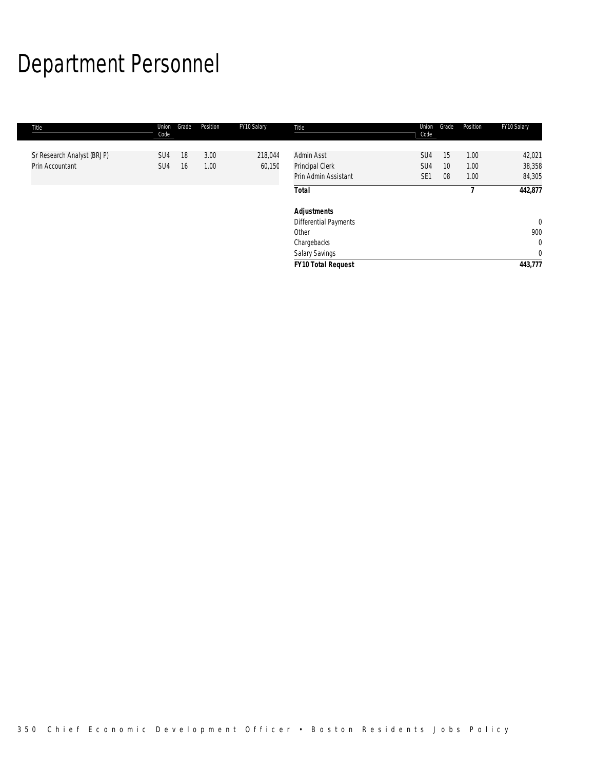# Department Personnel

| Title | Union Code | Grade | Position | FY10 Salary |
|---|---|---|---|---|
| Sr Research Analyst (BRJP) | SU4 | 18 | 3.00 | 218,044 |
| Prin Accountant | SU4 | 16 | 1.00 | 60,150 |
| Admin Asst | SU4 | 15 | 1.00 | 42,021 |
| Principal Clerk | SU4 | 10 | 1.00 | 38,358 |
| Prin Admin Assistant | SE1 | 08 | 1.00 | 84,305 |
| ***Total*** | | | ***7*** | ***442,877*** |
| | | | | |
| ***Adjustments*** | | | | |
| Differential Payments | | | | 0 |
| Other | | | | 900 |
| Chargebacks | | | | 0 |
| Salary Savings | | | | 0 |
| ***FY10 Total Request*** | | | | ***443,777*** |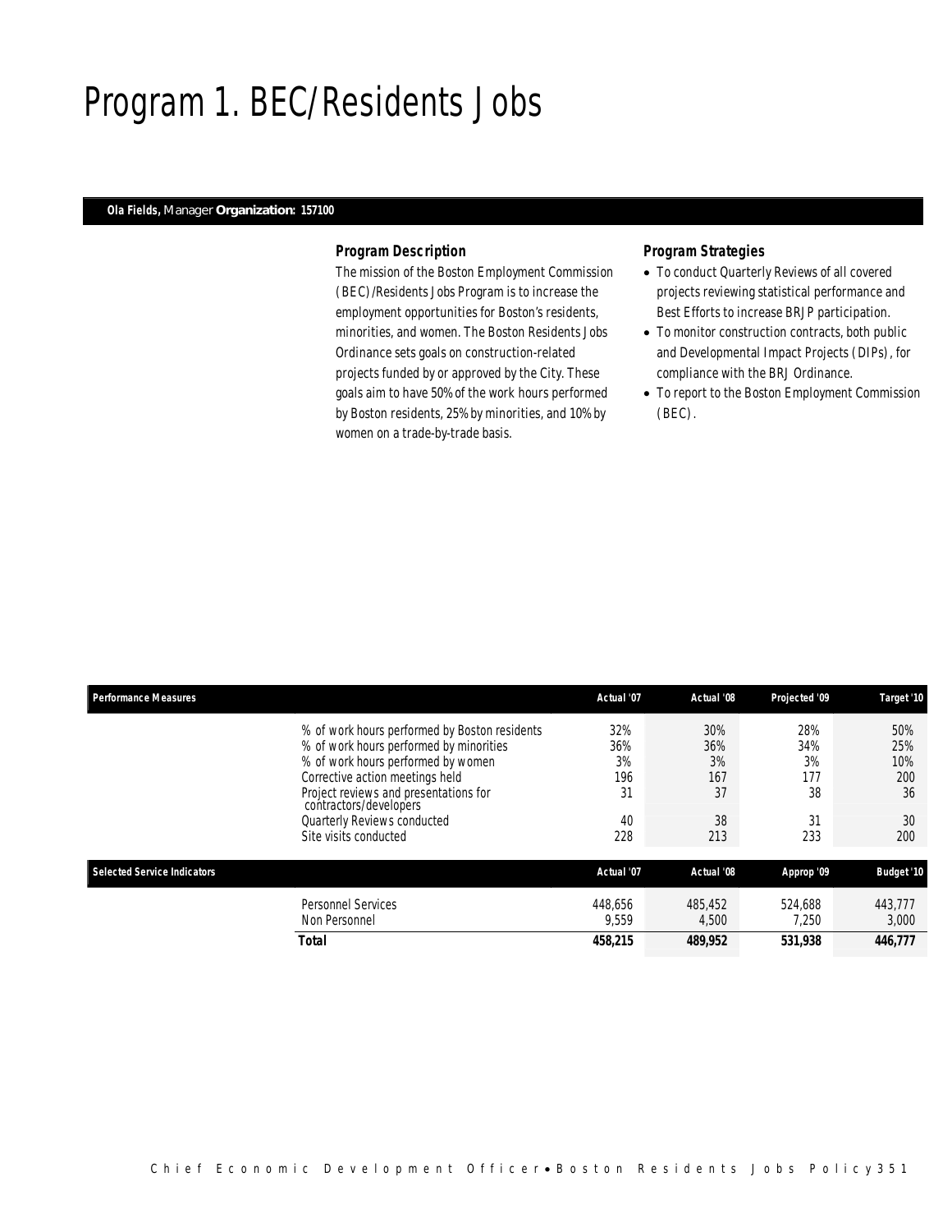# Program 1. BEC/Residents Jobs

**Ola Fields,** Manager **Organization: 157100**

### Program Description

The mission of the Boston Employment Commission (BEC)/Residents Jobs Program is to increase the employment opportunities for Boston's residents, minorities, and women. The Boston Residents Jobs Ordinance sets goals on construction-related projects funded by or approved by the City. These goals aim to have 50% of the work hours performed by Boston residents, 25% by minorities, and 10% by women on a trade-by-trade basis.

### Program Strategies

- To conduct Quarterly Reviews of all covered projects reviewing statistical performance and Best Efforts to increase BRJP participation.
- To monitor construction contracts, both public and Developmental Impact Projects (DIPs), for compliance with the BRJ Ordinance.
- To report to the Boston Employment Commission (BEC).

| Performance Measures | Actual '07 | Actual '08 | Projected '09 | Target '10 |
|---|---|---|---|---|
| % of work hours performed by Boston residents | 32% | 30% | 28% | 50% |
| % of work hours performed by minorities | 36% | 36% | 34% | 25% |
| % of work hours performed by women | 3% | 3% | 3% | 10% |
| Corrective action meetings held | 196 | 167 | 177 | 200 |
| Project reviews and presentations for contractors/developers | 31 | 37 | 38 | 36 |
| Quarterly Reviews conducted | 40 | 38 | 31 | 30 |
| Site visits conducted | 228 | 213 | 233 | 200 |

| Selected Service Indicators | Actual '07 | Actual '08 | Approp '09 | Budget '10 |
|---|---|---|---|---|
| Personnel Services | 448,656 | 485,452 | 524,688 | 443,777 |
| Non Personnel | 9,559 | 4,500 | 7,250 | 3,000 |
| **Total** | **458,215** | **489,952** | **531,938** | **446,777** |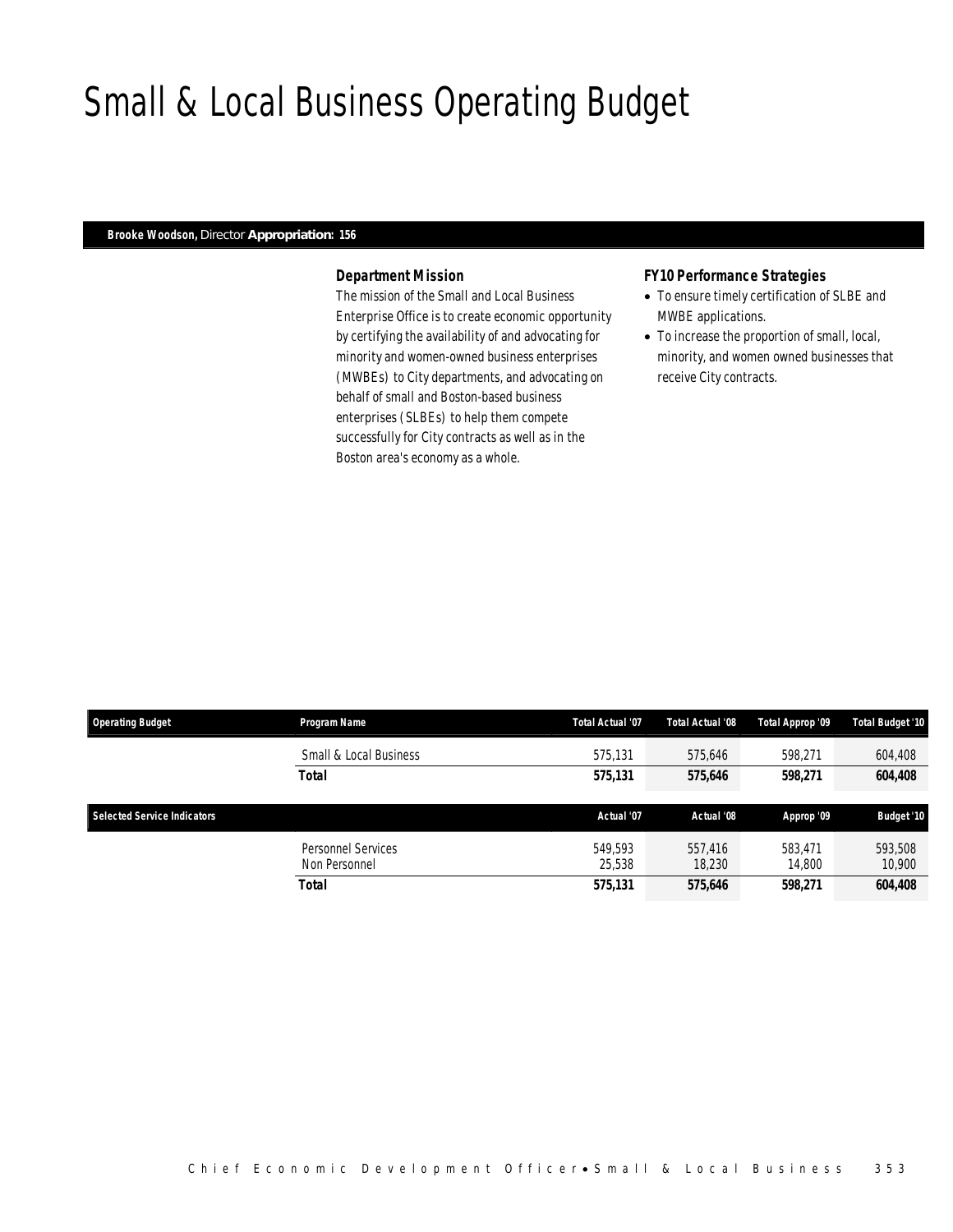# Small & Local Business Operating Budget

**Brooke Woodson,** Director **Appropriation: 156**

### Department Mission

The mission of the Small and Local Business Enterprise Office is to create economic opportunity by certifying the availability of and advocating for minority and women-owned business enterprises (MWBEs) to City departments, and advocating on behalf of small and Boston-based business enterprises (SLBEs) to help them compete successfully for City contracts as well as in the Boston area's economy as a whole.

### FY10 Performance Strategies

- To ensure timely certification of SLBE and MWBE applications.
- To increase the proportion of small, local, minority, and women owned businesses that receive City contracts.

| Operating Budget | Program Name | Total Actual '07 | Total Actual '08 | Total Approp '09 | Total Budget '10 |
|---|---|---|---|---|---|
| | Small & Local Business | 575,131 | 575,646 | 598,271 | 604,408 |
| | **Total** | **575,131** | **575,646** | **598,271** | **604,408** |

| Selected Service Indicators | | Actual '07 | Actual '08 | Approp '09 | Budget '10 |
|---|---|---|---|---|---|
| | Personnel Services | 549,593 | 557,416 | 583,471 | 593,508 |
| | Non Personnel | 25,538 | 18,230 | 14,800 | 10,900 |
| | **Total** | **575,131** | **575,646** | **598,271** | **604,408** |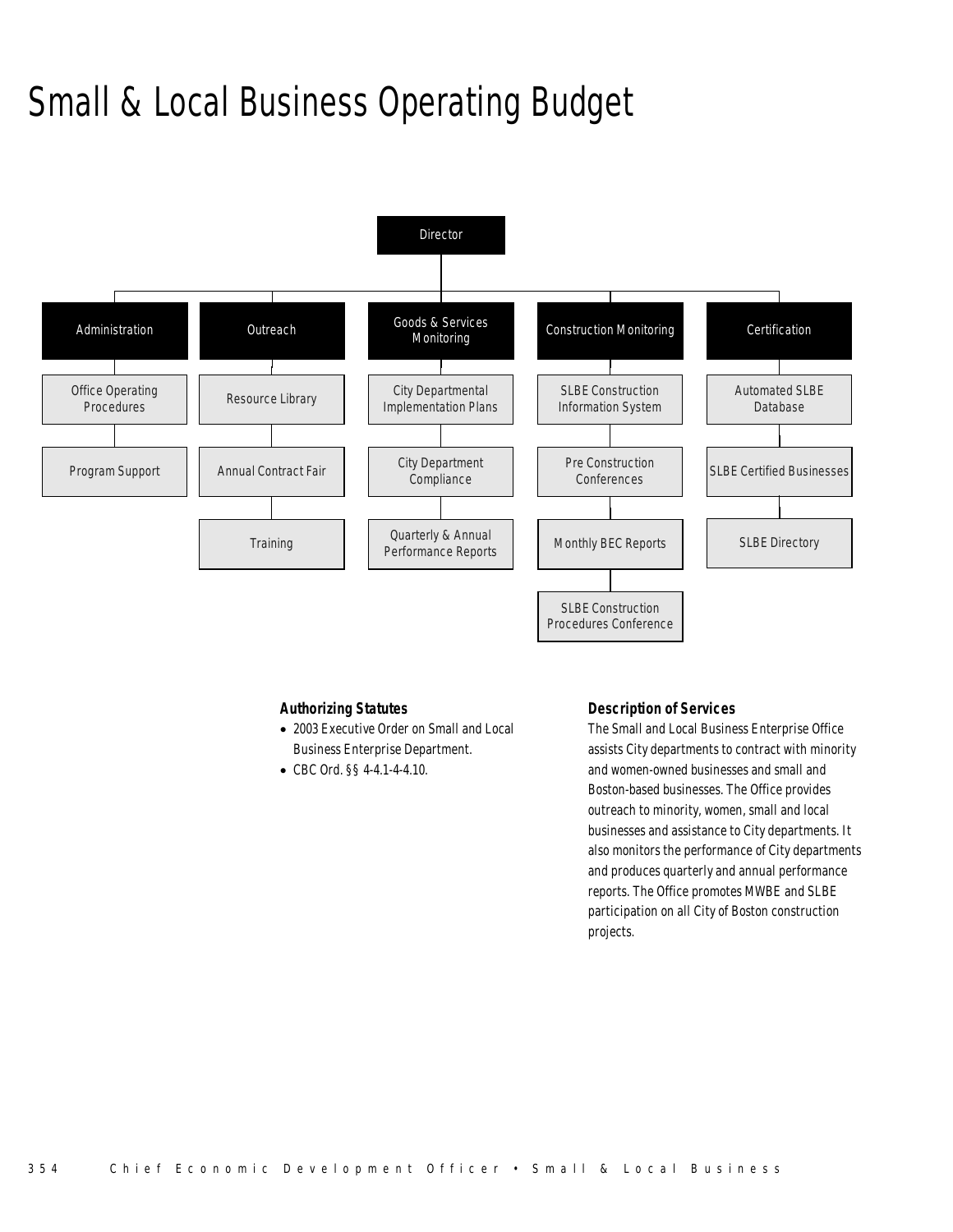# Small & Local Business Operating Budget

- Director
  - Administration
    - Office Operating Procedures
    - Program Support
  - Outreach
    - Resource Library
    - Annual Contract Fair
    - Training
  - Goods & Services Monitoring
    - City Departmental Implementation Plans
    - City Department Compliance
    - Quarterly & Annual Performance Reports
  - Construction Monitoring
    - SLBE Construction Information System
    - Pre Construction Conferences
    - Monthly BEC Reports
    - SLBE Construction Procedures Conference
  - Certification
    - Automated SLBE Database
    - SLBE Certified Businesses
    - SLBE Directory

### Authorizing Statutes

- 2003 Executive Order on Small and Local Business Enterprise Department.
- CBC Ord. §§ 4-4.1-4-4.10.

### Description of Services

The Small and Local Business Enterprise Office assists City departments to contract with minority and women-owned businesses and small and Boston-based businesses. The Office provides outreach to minority, women, small and local businesses and assistance to City departments. It also monitors the performance of City departments and produces quarterly and annual performance reports. The Office promotes MWBE and SLBE participation on all City of Boston construction projects.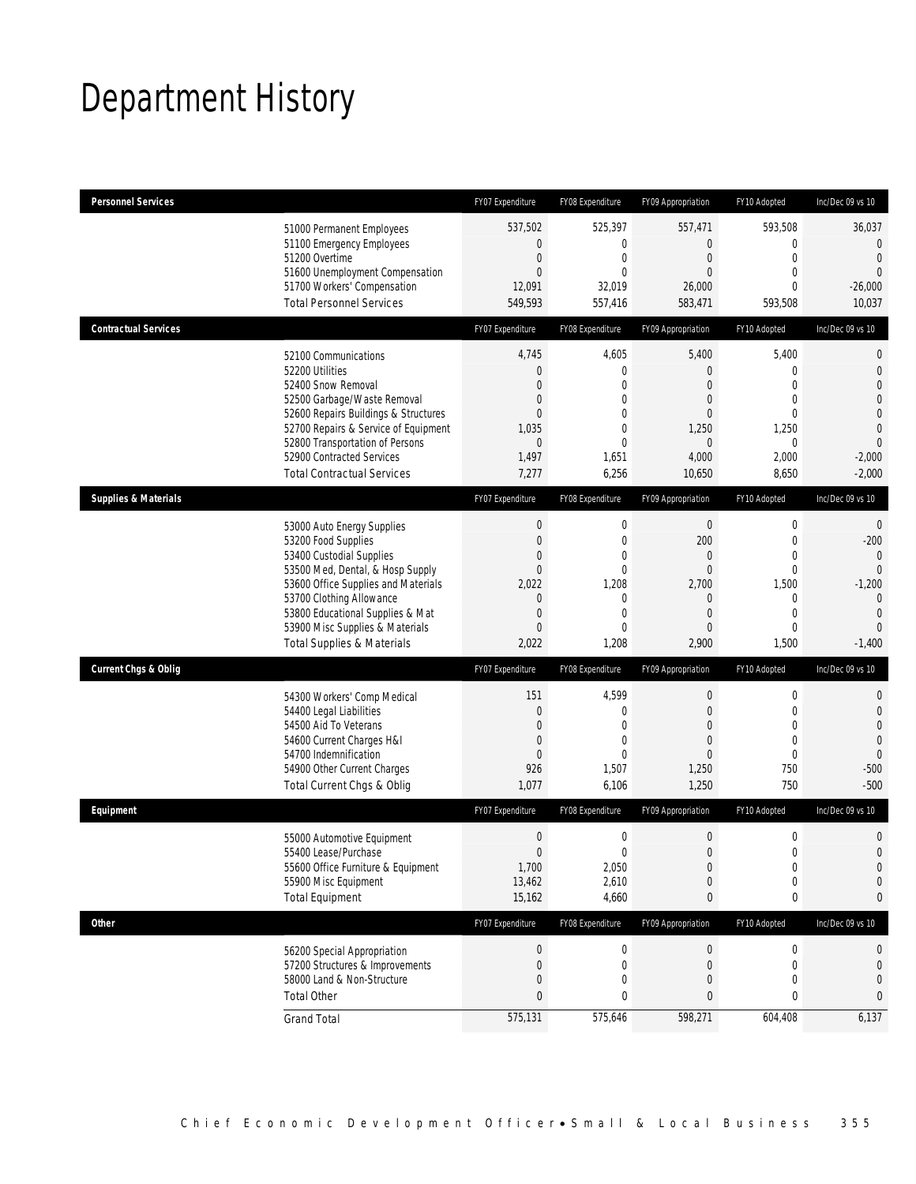# Department History

| Personnel Services | FY07 Expenditure | FY08 Expenditure | FY09 Appropriation | FY10 Adopted | Inc/Dec 09 vs 10 |
|---|---|---|---|---|---|
| 51000 Permanent Employees | 537,502 | 525,397 | 557,471 | 593,508 | 36,037 |
| 51100 Emergency Employees | 0 | 0 | 0 | 0 | 0 |
| 51200 Overtime | 0 | 0 | 0 | 0 | 0 |
| 51600 Unemployment Compensation | 0 | 0 | 0 | 0 | 0 |
| 51700 Workers' Compensation | 12,091 | 32,019 | 26,000 | 0 | -26,000 |
| Total Personnel Services | 549,593 | 557,416 | 583,471 | 593,508 | 10,037 |
| **Contractual Services** | FY07 Expenditure | FY08 Expenditure | FY09 Appropriation | FY10 Adopted | Inc/Dec 09 vs 10 |
| 52100 Communications | 4,745 | 4,605 | 5,400 | 5,400 | 0 |
| 52200 Utilities | 0 | 0 | 0 | 0 | 0 |
| 52400 Snow Removal | 0 | 0 | 0 | 0 | 0 |
| 52500 Garbage/Waste Removal | 0 | 0 | 0 | 0 | 0 |
| 52600 Repairs Buildings & Structures | 0 | 0 | 0 | 0 | 0 |
| 52700 Repairs & Service of Equipment | 1,035 | 0 | 1,250 | 1,250 | 0 |
| 52800 Transportation of Persons | 0 | 0 | 0 | 0 | 0 |
| 52900 Contracted Services | 1,497 | 1,651 | 4,000 | 2,000 | -2,000 |
| Total Contractual Services | 7,277 | 6,256 | 10,650 | 8,650 | -2,000 |
| **Supplies & Materials** | FY07 Expenditure | FY08 Expenditure | FY09 Appropriation | FY10 Adopted | Inc/Dec 09 vs 10 |
| 53000 Auto Energy Supplies | 0 | 0 | 0 | 0 | 0 |
| 53200 Food Supplies | 0 | 0 | 200 | 0 | -200 |
| 53400 Custodial Supplies | 0 | 0 | 0 | 0 | 0 |
| 53500 Med, Dental, & Hosp Supply | 0 | 0 | 0 | 0 | 0 |
| 53600 Office Supplies and Materials | 2,022 | 1,208 | 2,700 | 1,500 | -1,200 |
| 53700 Clothing Allowance | 0 | 0 | 0 | 0 | 0 |
| 53800 Educational Supplies & Mat | 0 | 0 | 0 | 0 | 0 |
| 53900 Misc Supplies & Materials | 0 | 0 | 0 | 0 | 0 |
| Total Supplies & Materials | 2,022 | 1,208 | 2,900 | 1,500 | -1,400 |
| **Current Chgs & Oblig** | FY07 Expenditure | FY08 Expenditure | FY09 Appropriation | FY10 Adopted | Inc/Dec 09 vs 10 |
| 54300 Workers' Comp Medical | 151 | 4,599 | 0 | 0 | 0 |
| 54400 Legal Liabilities | 0 | 0 | 0 | 0 | 0 |
| 54500 Aid To Veterans | 0 | 0 | 0 | 0 | 0 |
| 54600 Current Charges H&I | 0 | 0 | 0 | 0 | 0 |
| 54700 Indemnification | 0 | 0 | 0 | 0 | 0 |
| 54900 Other Current Charges | 926 | 1,507 | 1,250 | 750 | -500 |
| Total Current Chgs & Oblig | 1,077 | 6,106 | 1,250 | 750 | -500 |
| **Equipment** | FY07 Expenditure | FY08 Expenditure | FY09 Appropriation | FY10 Adopted | Inc/Dec 09 vs 10 |
| 55000 Automotive Equipment | 0 | 0 | 0 | 0 | 0 |
| 55400 Lease/Purchase | 0 | 0 | 0 | 0 | 0 |
| 55600 Office Furniture & Equipment | 1,700 | 2,050 | 0 | 0 | 0 |
| 55900 Misc Equipment | 13,462 | 2,610 | 0 | 0 | 0 |
| Total Equipment | 15,162 | 4,660 | 0 | 0 | 0 |
| **Other** | FY07 Expenditure | FY08 Expenditure | FY09 Appropriation | FY10 Adopted | Inc/Dec 09 vs 10 |
| 56200 Special Appropriation | 0 | 0 | 0 | 0 | 0 |
| 57200 Structures & Improvements | 0 | 0 | 0 | 0 | 0 |
| 58000 Land & Non-Structure | 0 | 0 | 0 | 0 | 0 |
| Total Other | 0 | 0 | 0 | 0 | 0 |
| Grand Total | 575,131 | 575,646 | 598,271 | 604,408 | 6,137 |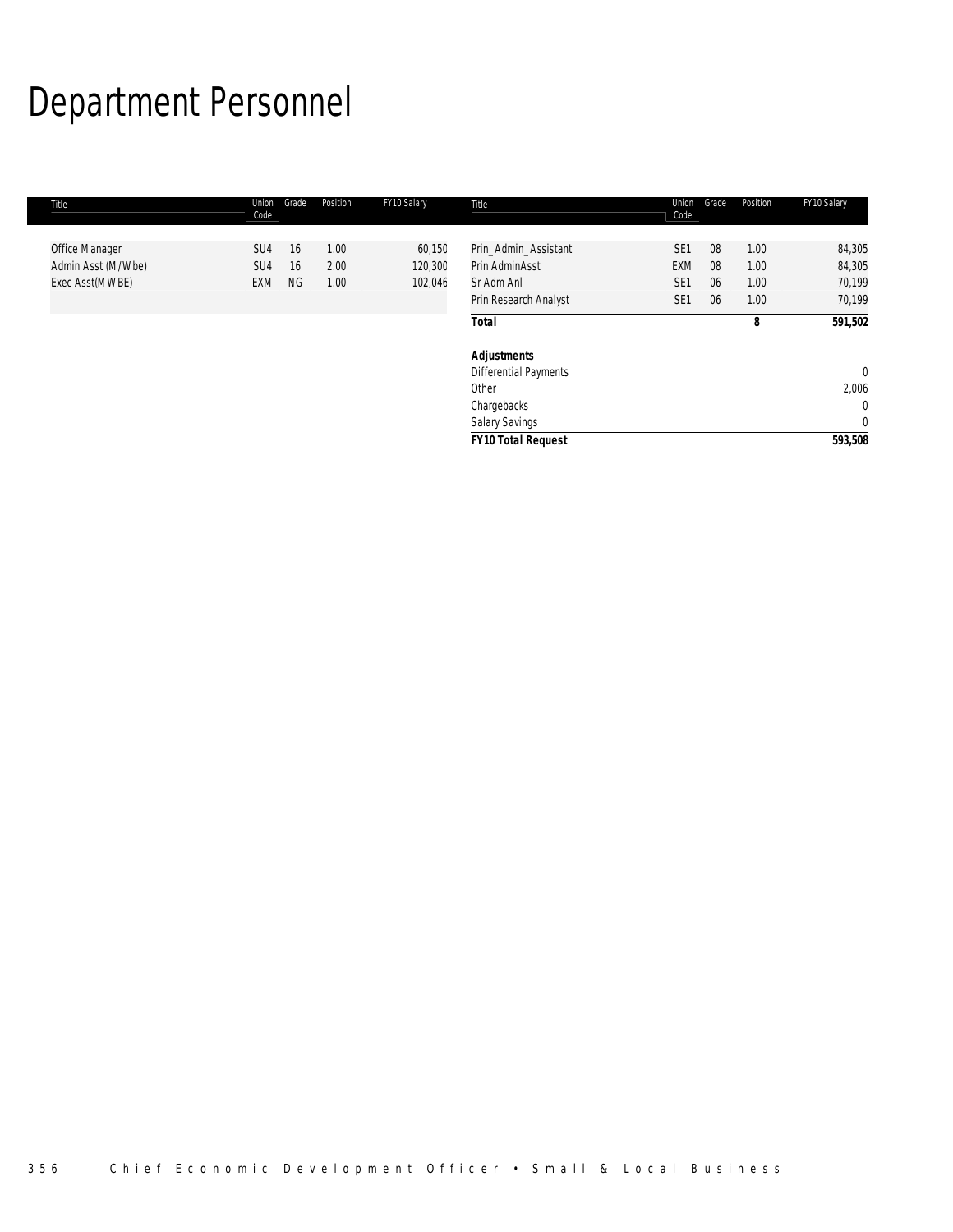# Department Personnel

| Title | Union Code | Grade | Position | FY10 Salary | Title | Union Code | Grade | Position | FY10 Salary |
|---|---|---|---|---|---|---|---|---|---|
| Office Manager | SU4 | 16 | 1.00 | 60,150 | Prin_Admin_Assistant | SE1 | 08 | 1.00 | 84,305 |
| Admin Asst (M/Wbe) | SU4 | 16 | 2.00 | 120,300 | Prin AdminAsst | EXM | 08 | 1.00 | 84,305 |
| Exec Asst(MWBE) | EXM | NG | 1.00 | 102,046 | Sr Adm Anl | SE1 | 06 | 1.00 | 70,199 |
| | | | | | Prin Research Analyst | SE1 | 06 | 1.00 | 70,199 |
| | | | | | ***Total*** | | | **8** | **591,502** |
| | | | | | | | | | |
| | | | | | ***Adjustments*** | | | | |
| | | | | | Differential Payments | | | | 0 |
| | | | | | Other | | | | 2,006 |
| | | | | | Chargebacks | | | | 0 |
| | | | | | Salary Savings | | | | 0 |
| | | | | | ***FY10 Total Request*** | | | | **593,508** |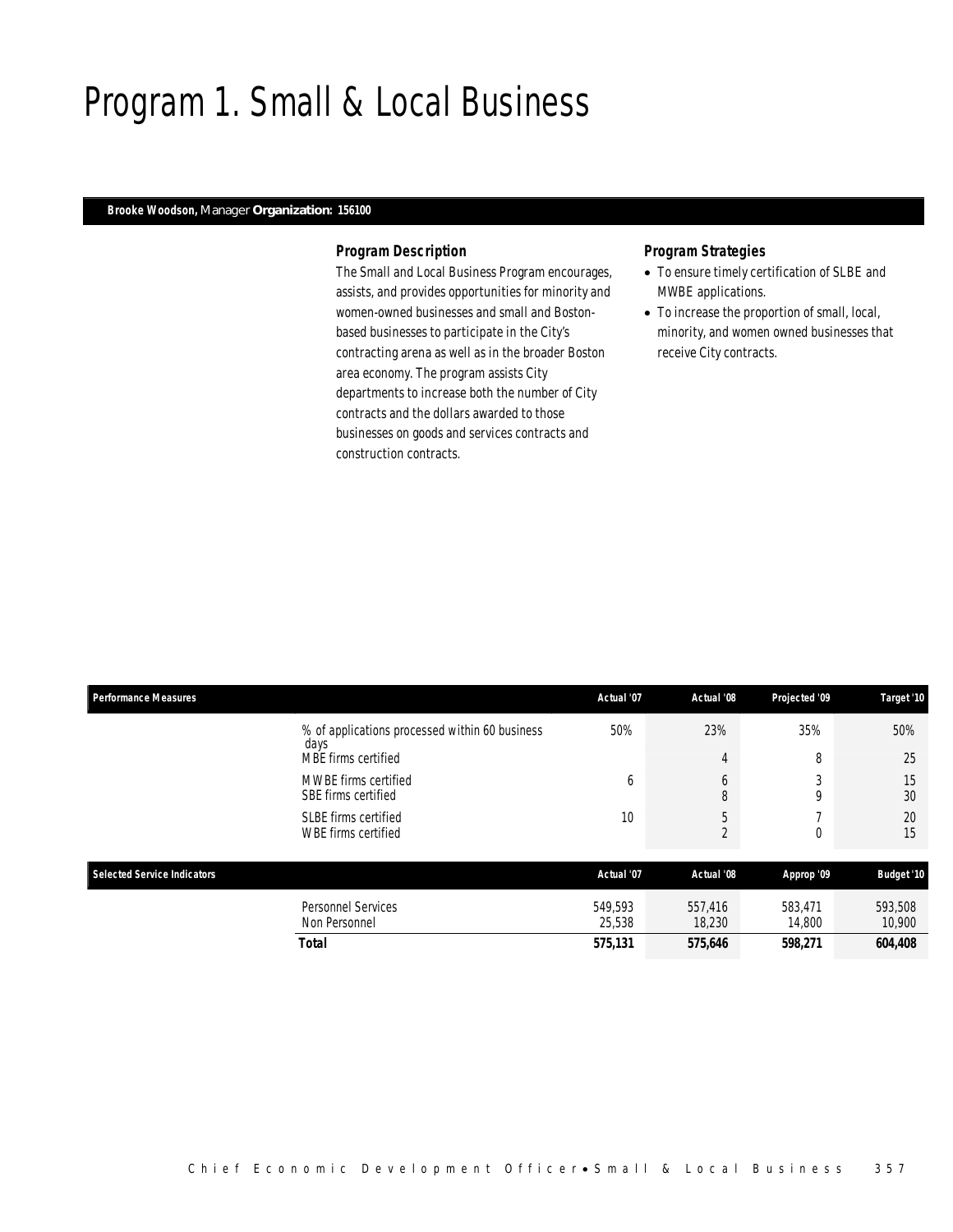# Program 1. Small & Local Business

**Brooke Woodson,** Manager **Organization: 156100**

### *Program Description*

The Small and Local Business Program encourages, assists, and provides opportunities for minority and women-owned businesses and small and Boston-based businesses to participate in the City's contracting arena as well as in the broader Boston area economy. The program assists City departments to increase both the number of City contracts and the dollars awarded to those businesses on goods and services contracts and construction contracts.

### *Program Strategies*

- To ensure timely certification of SLBE and MWBE applications.
- To increase the proportion of small, local, minority, and women owned businesses that receive City contracts.

| Performance Measures | Actual '07 | Actual '08 | Projected '09 | Target '10 |
|---|---|---|---|---|
| % of applications processed within 60 business days | 50% | 23% | 35% | 50% |
| MBE firms certified | | 4 | 8 | 25 |
| MWBE firms certified | 6 | 6 | 3 | 15 |
| SBE firms certified | | 8 | 9 | 30 |
| SLBE firms certified | 10 | 5 | 7 | 20 |
| WBE firms certified | | 2 | 0 | 15 |

| Selected Service Indicators | Actual '07 | Actual '08 | Approp '09 | Budget '10 |
|---|---|---|---|---|
| Personnel Services | 549,593 | 557,416 | 583,471 | 593,508 |
| Non Personnel | 25,538 | 18,230 | 14,800 | 10,900 |
| **Total** | **575,131** | **575,646** | **598,271** | **604,408** |